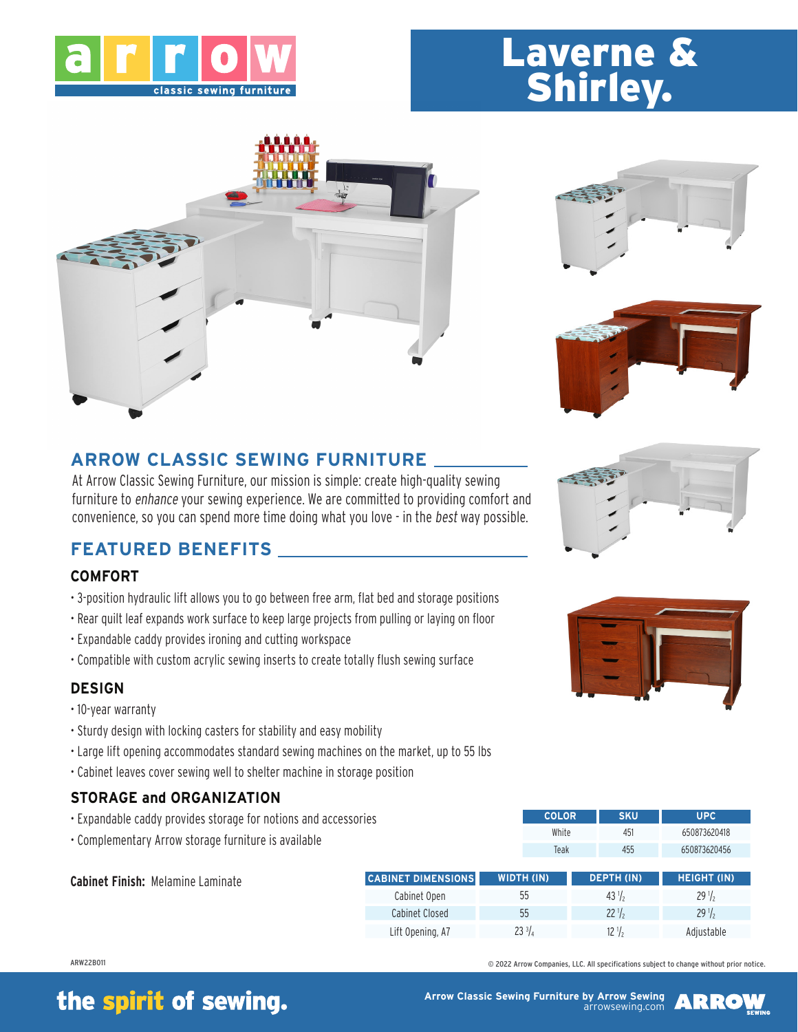# Laverne & Shirley.

## ARROW CLASSIC SEWING FURNITURE

At Arrow Classic Sewing Furniture, our mission is simple: create high-quality sewing furniture to *enhance* your sewing experience. We are committed to providing comfort and convenience, so you can spend more time doing what you love - in the *best* way possible.

## FEATURED BENEFITS

### COMFORT

- 3-position hydraulic lift allows you to go between free arm, flat bed and storage positions
- Rear quilt leaf expands work surface to keep large projects from pulling or laying on floor
- Expandable caddy provides ironing and cutting workspace
- Compatible with custom acrylic sewing inserts to create totally flush sewing surface

### DESIGN

- 10-year warranty
- Sturdy design with locking casters for stability and easy mobility
- Large lift opening accommodates standard sewing machines on the market, up to 55 lbs
- Cabinet leaves cover sewing well to shelter machine in storage position

### STORAGE and ORGANIZATION

- Expandable caddy provides storage for notions and accessories
- Complementary Arrow storage furniture is available

**Cabinet Finish:** Melamine Laminate

| COLOR | SKU | UPC |
|---|---|---|
| White | 451 | 650873620418 |
| Teak | 455 | 650873620456 |

| CABINET DIMENSIONS | WIDTH (IN) | DEPTH (IN) | HEIGHT (IN) |
|---|---|---|---|
| Cabinet Open | 55 | 43 1/2 | 29 1/2 |
| Cabinet Closed | 55 | 22 1/2 | 29 1/2 |
| Lift Opening, A7 | 23 3/4 | 12 1/2 | Adjustable |

ARW22B011

© 2022 Arrow Companies, LLC. All specifications subject to change without prior notice.

the spirit of sewing.

Arrow Classic Sewing Furniture by Arrow Sewing
arrowsewing.com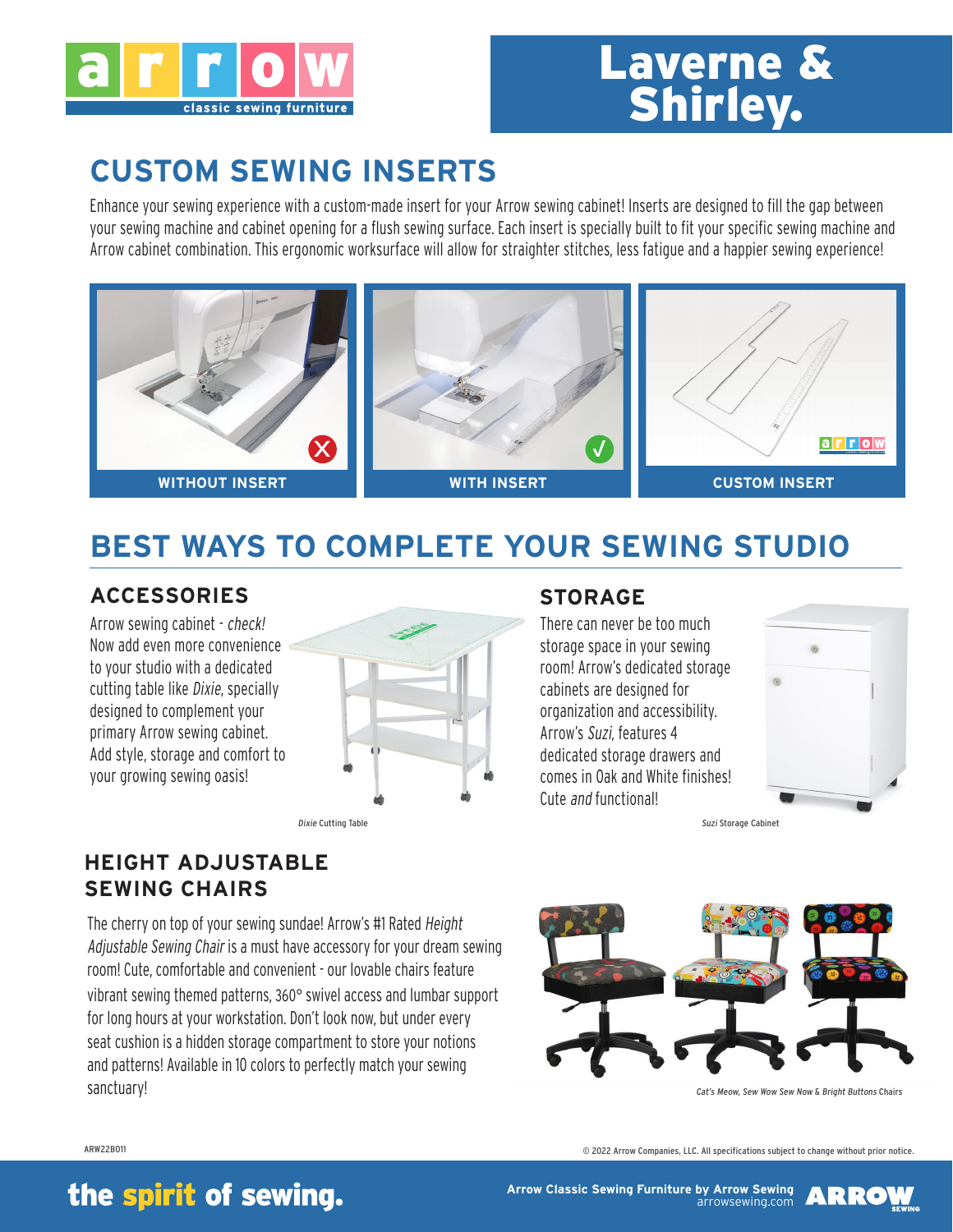Laverne & Shirley.

## CUSTOM SEWING INSERTS

Enhance your sewing experience with a custom-made insert for your Arrow sewing cabinet! Inserts are designed to fill the gap between your sewing machine and cabinet opening for a flush sewing surface. Each insert is specially built to fit your specific sewing machine and Arrow cabinet combination. This ergonomic worksurface will allow for straighter stitches, less fatigue and a happier sewing experience!

WITHOUT INSERT

WITH INSERT

CUSTOM INSERT

## BEST WAYS TO COMPLETE YOUR SEWING STUDIO

### ACCESSORIES

Arrow sewing cabinet - *check!* Now add even more convenience to your studio with a dedicated cutting table like *Dixie*, specially designed to complement your primary Arrow sewing cabinet. Add style, storage and comfort to your growing sewing oasis!

*Dixie* Cutting Table

### STORAGE

There can never be too much storage space in your sewing room! Arrow's dedicated storage cabinets are designed for organization and accessibility. Arrow's *Suzi*, features 4 dedicated storage drawers and comes in Oak and White finishes! Cute *and* functional!

*Suzi* Storage Cabinet

### HEIGHT ADJUSTABLE SEWING CHAIRS

The cherry on top of your sewing sundae! Arrow's #1 Rated *Height Adjustable Sewing Chair* is a must have accessory for your dream sewing room! Cute, comfortable and convenient - our lovable chairs feature vibrant sewing themed patterns, 360° swivel access and lumbar support for long hours at your workstation. Don't look now, but under every seat cushion is a hidden storage compartment to store your notions and patterns! Available in 10 colors to perfectly match your sewing sanctuary!

*Cat's Meow, Sew Wow Sew Now & Bright Buttons* Chairs

ARW22B011

© 2022 Arrow Companies, LLC. All specifications subject to change without prior notice.

the spirit of sewing.

Arrow Classic Sewing Furniture by Arrow Sewing
arrowsewing.com